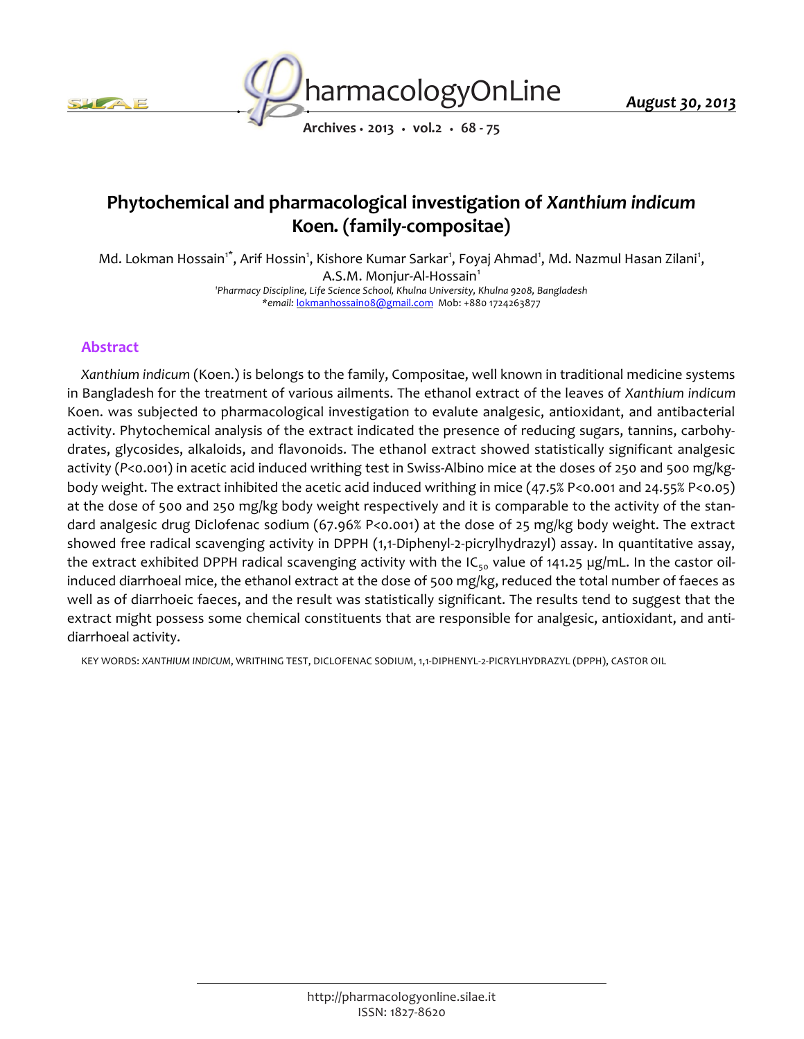# Phytochemical and pharmacological investigation of *Xanthium indicum* Koen. (family-compositae)

Md. Lokman Hossain[1*], Arif Hossin[1], Kishore Kumar Sarkar[1], Foyaj Ahmad[1], Md. Nazmul Hasan Zilani[1], A.S.M. Monjur-Al-Hossain[1]

[1]*Pharmacy Discipline, Life Science School, Khulna University, Khulna 9208, Bangladesh*

*\*email:* lokmanhossain08@gmail.com Mob: +880 1724263877

## Abstract

*Xanthium indicum* (Koen.) is belongs to the family, Compositae, well known in traditional medicine systems in Bangladesh for the treatment of various ailments. The ethanol extract of the leaves of *Xanthium indicum* Koen. was subjected to pharmacological investigation to evalute analgesic, antioxidant, and antibacterial activity. Phytochemical analysis of the extract indicated the presence of reducing sugars, tannins, carbohydrates, glycosides, alkaloids, and flavonoids. The ethanol extract showed statistically significant analgesic activity ($P<0.001$) in acetic acid induced writhing test in Swiss-Albino mice at the doses of 250 and 500 mg/kg-body weight. The extract inhibited the acetic acid induced writhing in mice (47.5% $P<0.001$ and 24.55% $P<0.05$) at the dose of 500 and 250 mg/kg body weight respectively and it is comparable to the activity of the standard analgesic drug Diclofenac sodium (67.96% $P<0.001$) at the dose of 25 mg/kg body weight. The extract showed free radical scavenging activity in DPPH (1,1-Diphenyl-2-picrylhydrazyl) assay. In quantitative assay, the extract exhibited DPPH radical scavenging activity with the $IC_{50}$ value of 141.25 μg/mL. In the castor oil-induced diarrhoeal mice, the ethanol extract at the dose of 500 mg/kg, reduced the total number of faeces as well as of diarrhoeic faeces, and the result was statistically significant. The results tend to suggest that the extract might possess some chemical constituents that are responsible for analgesic, antioxidant, and anti-diarrhoeal activity.

KEY WORDS: *XANTHIUM INDICUM*, WRITHING TEST, DICLOFENAC SODIUM, 1,1-DIPHENYL-2-PICRYLHYDRAZYL (DPPH), CASTOR OIL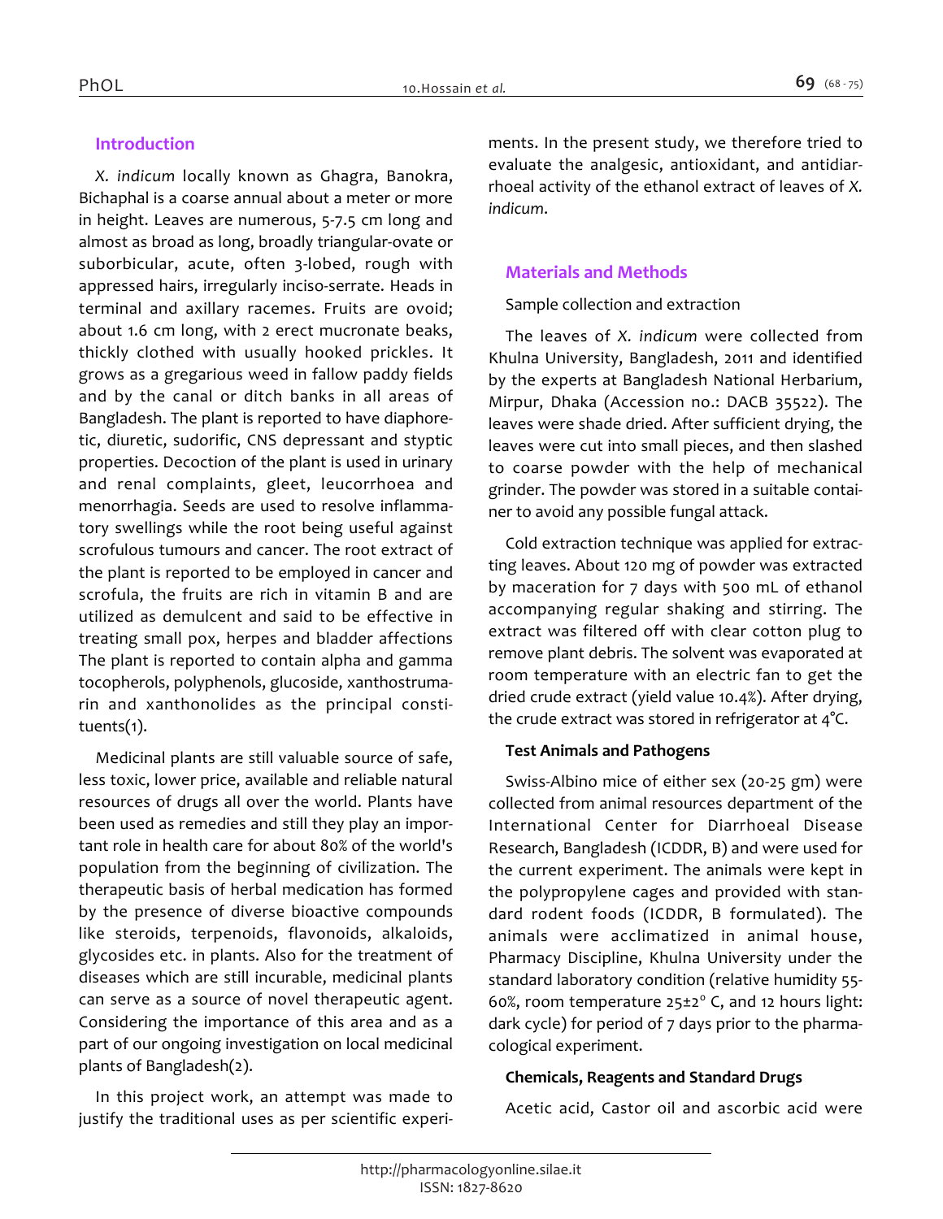## Introduction

*X. indicum* locally known as Ghagra, Banokra, Bichaphal is a coarse annual about a meter or more in height. Leaves are numerous, 5-7.5 cm long and almost as broad as long, broadly triangular-ovate or suborbicular, acute, often 3-lobed, rough with appressed hairs, irregularly inciso-serrate. Heads in terminal and axillary racemes. Fruits are ovoid; about 1.6 cm long, with 2 erect mucronate beaks, thickly clothed with usually hooked prickles. It grows as a gregarious weed in fallow paddy fields and by the canal or ditch banks in all areas of Bangladesh. The plant is reported to have diaphoretic, diuretic, sudorific, CNS depressant and styptic properties. Decoction of the plant is used in urinary and renal complaints, gleet, leucorrhoea and menorrhagia. Seeds are used to resolve inflammatory swellings while the root being useful against scrofulous tumours and cancer. The root extract of the plant is reported to be employed in cancer and scrofula, the fruits are rich in vitamin B and are utilized as demulcent and said to be effective in treating small pox, herpes and bladder affections The plant is reported to contain alpha and gamma tocopherols, polyphenols, glucoside, xanthostrumarin and xanthonolides as the principal constituents(1).

Medicinal plants are still valuable source of safe, less toxic, lower price, available and reliable natural resources of drugs all over the world. Plants have been used as remedies and still they play an important role in health care for about 80% of the world's population from the beginning of civilization. The therapeutic basis of herbal medication has formed by the presence of diverse bioactive compounds like steroids, terpenoids, flavonoids, alkaloids, glycosides etc. in plants. Also for the treatment of diseases which are still incurable, medicinal plants can serve as a source of novel therapeutic agent. Considering the importance of this area and as a part of our ongoing investigation on local medicinal plants of Bangladesh(2).

In this project work, an attempt was made to justify the traditional uses as per scientific experiments. In the present study, we therefore tried to evaluate the analgesic, antioxidant, and antidiarrhoeal activity of the ethanol extract of leaves of *X. indicum*.

## Materials and Methods

Sample collection and extraction

The leaves of *X. indicum* were collected from Khulna University, Bangladesh, 2011 and identified by the experts at Bangladesh National Herbarium, Mirpur, Dhaka (Accession no.: DACB 35522). The leaves were shade dried. After sufficient drying, the leaves were cut into small pieces, and then slashed to coarse powder with the help of mechanical grinder. The powder was stored in a suitable container to avoid any possible fungal attack.

Cold extraction technique was applied for extracting leaves. About 120 mg of powder was extracted by maceration for 7 days with 500 mL of ethanol accompanying regular shaking and stirring. The extract was filtered off with clear cotton plug to remove plant debris. The solvent was evaporated at room temperature with an electric fan to get the dried crude extract (yield value 10.4%). After drying, the crude extract was stored in refrigerator at 4°C.

**Test Animals and Pathogens**

Swiss-Albino mice of either sex (20-25 gm) were collected from animal resources department of the International Center for Diarrhoeal Disease Research, Bangladesh (ICDDR, B) and were used for the current experiment. The animals were kept in the polypropylene cages and provided with standard rodent foods (ICDDR, B formulated). The animals were acclimatized in animal house, Pharmacy Discipline, Khulna University under the standard laboratory condition (relative humidity 55-60%, room temperature 25±2° C, and 12 hours light: dark cycle) for period of 7 days prior to the pharmacological experiment.

**Chemicals, Reagents and Standard Drugs**

Acetic acid, Castor oil and ascorbic acid were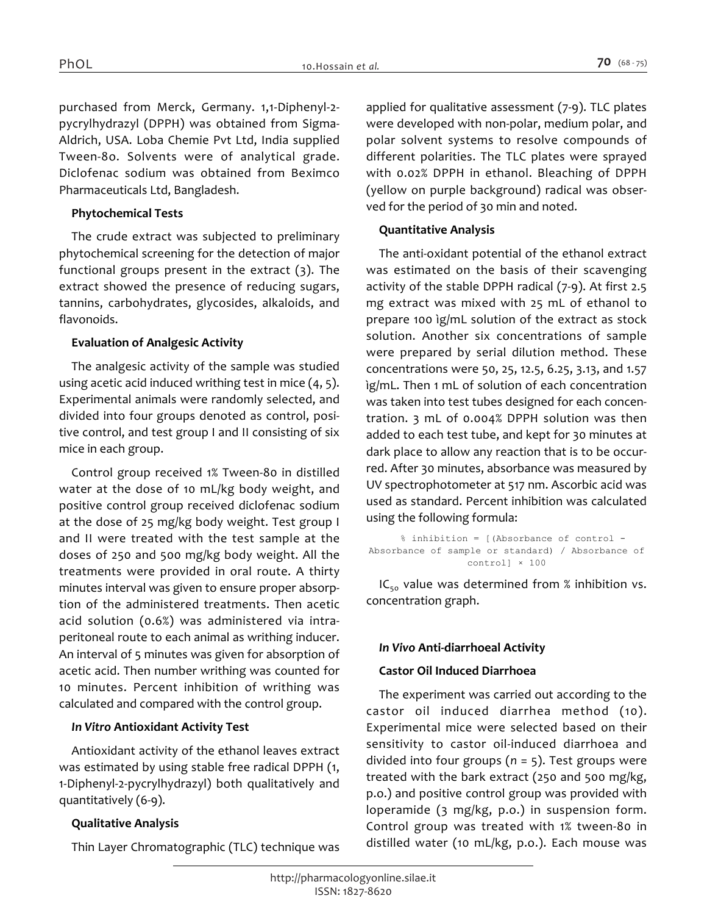purchased from Merck, Germany. 1,1-Diphenyl-2-pycrylhydrazyl (DPPH) was obtained from Sigma-Aldrich, USA. Loba Chemie Pvt Ltd, India supplied Tween-80. Solvents were of analytical grade. Diclofenac sodium was obtained from Beximco Pharmaceuticals Ltd, Bangladesh.

### Phytochemical Tests

The crude extract was subjected to preliminary phytochemical screening for the detection of major functional groups present in the extract (3). The extract showed the presence of reducing sugars, tannins, carbohydrates, glycosides, alkaloids, and flavonoids.

### Evaluation of Analgesic Activity

The analgesic activity of the sample was studied using acetic acid induced writhing test in mice (4, 5). Experimental animals were randomly selected, and divided into four groups denoted as control, positive control, and test group I and II consisting of six mice in each group.

Control group received 1% Tween-80 in distilled water at the dose of 10 mL/kg body weight, and positive control group received diclofenac sodium at the dose of 25 mg/kg body weight. Test group I and II were treated with the test sample at the doses of 250 and 500 mg/kg body weight. All the treatments were provided in oral route. A thirty minutes interval was given to ensure proper absorption of the administered treatments. Then acetic acid solution (0.6%) was administered via intraperitoneal route to each animal as writhing inducer. An interval of 5 minutes was given for absorption of acetic acid. Then number writhing was counted for 10 minutes. Percent inhibition of writhing was calculated and compared with the control group.

### *In Vitro* Antioxidant Activity Test

Antioxidant activity of the ethanol leaves extract was estimated by using stable free radical DPPH (1, 1-Diphenyl-2-pycrylhydrazyl) both qualitatively and quantitatively (6-9).

### Qualitative Analysis

Thin Layer Chromatographic (TLC) technique was applied for qualitative assessment (7-9). TLC plates were developed with non-polar, medium polar, and polar solvent systems to resolve compounds of different polarities. The TLC plates were sprayed with 0.02% DPPH in ethanol. Bleaching of DPPH (yellow on purple background) radical was observed for the period of 30 min and noted.

### Quantitative Analysis

The anti-oxidant potential of the ethanol extract was estimated on the basis of their scavenging activity of the stable DPPH radical (7-9). At first 2.5 mg extract was mixed with 25 mL of ethanol to prepare 100 ìg/mL solution of the extract as stock solution. Another six concentrations of sample were prepared by serial dilution method. These concentrations were 50, 25, 12.5, 6.25, 3.13, and 1.57 ìg/mL. Then 1 mL of solution of each concentration was taken into test tubes designed for each concentration. 3 mL of 0.004% DPPH solution was then added to each test tube, and kept for 30 minutes at dark place to allow any reaction that is to be occurred. After 30 minutes, absorbance was measured by UV spectrophotometer at 517 nm. Ascorbic acid was used as standard. Percent inhibition was calculated using the following formula:

$$\% \text{ inhibition} = [(\text{Absorbance of control} - \text{Absorbance of sample or standard}) / \text{Absorbance of control}] \times 100$$

$IC_{50}$ value was determined from % inhibition vs. concentration graph.

### *In Vivo* Anti-diarrhoeal Activity

### Castor Oil Induced Diarrhoea

The experiment was carried out according to the castor oil induced diarrhea method (10). Experimental mice were selected based on their sensitivity to castor oil-induced diarrhoea and divided into four groups ($n = 5$). Test groups were treated with the bark extract (250 and 500 mg/kg, p.o.) and positive control group was provided with loperamide (3 mg/kg, p.o.) in suspension form. Control group was treated with 1% tween-80 in distilled water (10 mL/kg, p.o.). Each mouse was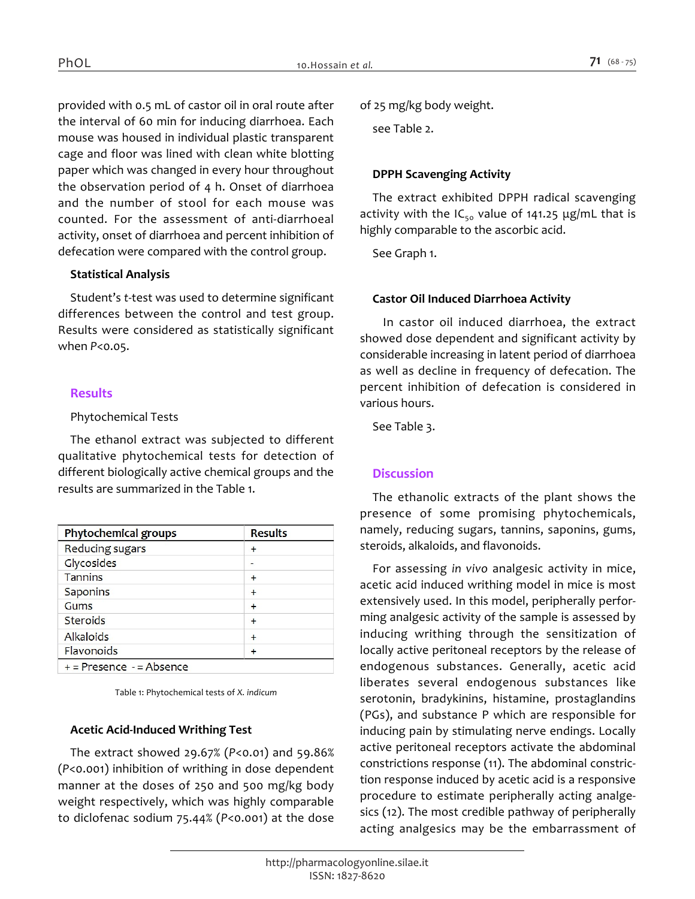provided with 0.5 mL of castor oil in oral route after the interval of 60 min for inducing diarrhoea. Each mouse was housed in individual plastic transparent cage and floor was lined with clean white blotting paper which was changed in every hour throughout the observation period of 4 h. Onset of diarrhoea and the number of stool for each mouse was counted. For the assessment of anti-diarrhoeal activity, onset of diarrhoea and percent inhibition of defecation were compared with the control group.

### Statistical Analysis

Student's *t*-test was used to determine significant differences between the control and test group. Results were considered as statistically significant when $P<0.05$.

## Results

Phytochemical Tests

The ethanol extract was subjected to different qualitative phytochemical tests for detection of different biologically active chemical groups and the results are summarized in the Table 1.

| Phytochemical groups | Results |
|---|---|
| Reducing sugars | + |
| Glycosides | - |
| Tannins | + |
| Saponins | + |
| Gums | + |
| Steroids | + |
| Alkaloids | + |
| Flavonoids | + |
| + = Presence  - = Absence | |

Table 1: Phytochemical tests of *X. indicum*

### Acetic Acid-Induced Writhing Test

The extract showed 29.67% ($P<0.01$) and 59.86% ($P<0.001$) inhibition of writhing in dose dependent manner at the doses of 250 and 500 mg/kg body weight respectively, which was highly comparable to diclofenac sodium 75.44% ($P<0.001$) at the dose of 25 mg/kg body weight.

see Table 2.

### DPPH Scavenging Activity

The extract exhibited DPPH radical scavenging activity with the $IC_{50}$ value of 141.25 µg/mL that is highly comparable to the ascorbic acid.

See Graph 1.

### Castor Oil Induced Diarrhoea Activity

In castor oil induced diarrhoea, the extract showed dose dependent and significant activity by considerable increasing in latent period of diarrhoea as well as decline in frequency of defecation. The percent inhibition of defecation is considered in various hours.

See Table 3.

## Discussion

The ethanolic extracts of the plant shows the presence of some promising phytochemicals, namely, reducing sugars, tannins, saponins, gums, steroids, alkaloids, and flavonoids.

For assessing *in vivo* analgesic activity in mice, acetic acid induced writhing model in mice is most extensively used. In this model, peripherally performing analgesic activity of the sample is assessed by inducing writhing through the sensitization of locally active peritoneal receptors by the release of endogenous substances. Generally, acetic acid liberates several endogenous substances like serotonin, bradykinins, histamine, prostaglandins (PGs), and substance P which are responsible for inducing pain by stimulating nerve endings. Locally active peritoneal receptors activate the abdominal constrictions response (11). The abdominal constriction response induced by acetic acid is a responsive procedure to estimate peripherally acting analgesics (12). The most credible pathway of peripherally acting analgesics may be the embarrassment of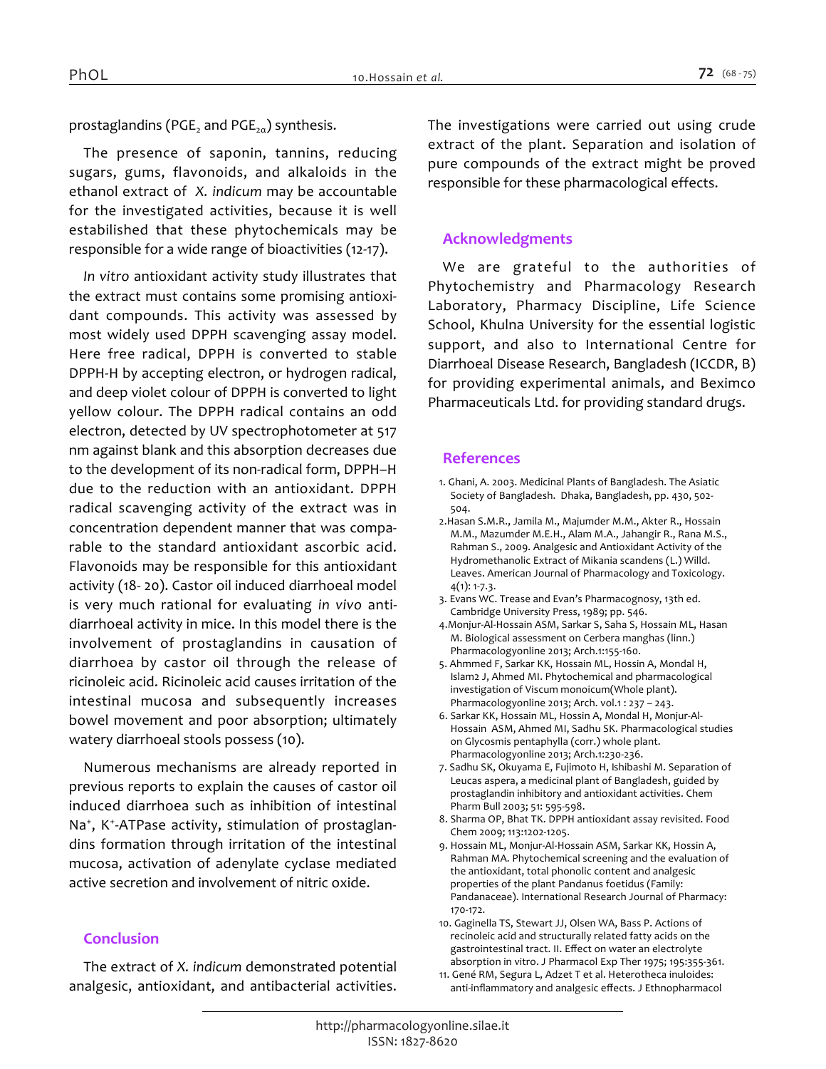prostaglandins ($PGE_2$ and $PGE_{2\alpha}$) synthesis.

The presence of saponin, tannins, reducing sugars, gums, flavonoids, and alkaloids in the ethanol extract of *X. indicum* may be accountable for the investigated activities, because it is well estabilished that these phytochemicals may be responsible for a wide range of bioactivities (12-17).

*In vitro* antioxidant activity study illustrates that the extract must contains some promising antioxidant compounds. This activity was assessed by most widely used DPPH scavenging assay model. Here free radical, DPPH is converted to stable DPPH-H by accepting electron, or hydrogen radical, and deep violet colour of DPPH is converted to light yellow colour. The DPPH radical contains an odd electron, detected by UV spectrophotometer at 517 nm against blank and this absorption decreases due to the development of its non-radical form, DPPH–H due to the reduction with an antioxidant. DPPH radical scavenging activity of the extract was in concentration dependent manner that was comparable to the standard antioxidant ascorbic acid. Flavonoids may be responsible for this antioxidant activity (18- 20). Castor oil induced diarrhoeal model is very much rational for evaluating *in vivo* antidiarrhoeal activity in mice. In this model there is the involvement of prostaglandins in causation of diarrhoea by castor oil through the release of ricinoleic acid. Ricinoleic acid causes irritation of the intestinal mucosa and subsequently increases bowel movement and poor absorption; ultimately watery diarrhoeal stools possess (10).

Numerous mechanisms are already reported in previous reports to explain the causes of castor oil induced diarrhoea such as inhibition of intestinal $Na^+$, $K^+$-ATPase activity, stimulation of prostaglandins formation through irritation of the intestinal mucosa, activation of adenylate cyclase mediated active secretion and involvement of nitric oxide.

## Conclusion

The extract of *X. indicum* demonstrated potential analgesic, antioxidant, and antibacterial activities. The investigations were carried out using crude extract of the plant. Separation and isolation of pure compounds of the extract might be proved responsible for these pharmacological effects.

## Acknowledgments

We are grateful to the authorities of Phytochemistry and Pharmacology Research Laboratory, Pharmacy Discipline, Life Science School, Khulna University for the essential logistic support, and also to International Centre for Diarrhoeal Disease Research, Bangladesh (ICCDR, B) for providing experimental animals, and Beximco Pharmaceuticals Ltd. for providing standard drugs.

## References

1. Ghani, A. 2003. Medicinal Plants of Bangladesh. The Asiatic Society of Bangladesh. Dhaka, Bangladesh, pp. 430, 502-504.
2. Hasan S.M.R., Jamila M., Majumder M.M., Akter R., Hossain M.M., Mazumder M.E.H., Alam M.A., Jahangir R., Rana M.S., Rahman S., 2009. Analgesic and Antioxidant Activity of the Hydromethanolic Extract of Mikania scandens (L.) Willd. Leaves. American Journal of Pharmacology and Toxicology. 4(1): 1-7.3.
3. Evans WC. Trease and Evan's Pharmacognosy, 13th ed. Cambridge University Press, 1989; pp. 546.
4. Monjur-Al-Hossain ASM, Sarkar S, Saha S, Hossain ML, Hasan M. Biological assessment on Cerbera manghas (linn.) Pharmacologyonline 2013; Arch.1:155-160.
5. Ahmmed F, Sarkar KK, Hossain ML, Hossin A, Mondal H, Islam2 J, Ahmed MI. Phytochemical and pharmacological investigation of Viscum monoicum(Whole plant). Pharmacologyonline 2013; Arch. vol.1 : 237 – 243.
6. Sarkar KK, Hossain ML, Hossin A, Mondal H, Monjur-Al-Hossain ASM, Ahmed MI, Sadhu SK. Pharmacological studies on Glycosmis pentaphylla (corr.) whole plant. Pharmacologyonline 2013; Arch.1:230-236.
7. Sadhu SK, Okuyama E, Fujimoto H, Ishibashi M. Separation of Leucas aspera, a medicinal plant of Bangladesh, guided by prostaglandin inhibitory and antioxidant activities. Chem Pharm Bull 2003; 51: 595-598.
8. Sharma OP, Bhat TK. DPPH antioxidant assay revisited. Food Chem 2009; 113:1202-1205.
9. Hossain ML, Monjur-Al-Hossain ASM, Sarkar KK, Hossin A, Rahman MA. Phytochemical screening and the evaluation of the antioxidant, total phonolic content and analgesic properties of the plant Pandanus foetidus (Family: Pandanaceae). International Research Journal of Pharmacy: 170-172.
10. Gaginella TS, Stewart JJ, Olsen WA, Bass P. Actions of recinoleic acid and structurally related fatty acids on the gastrointestinal tract. II. Effect on water an electrolyte absorption in vitro. J Pharmacol Exp Ther 1975; 195:355-361.
11. Gené RM, Segura L, Adzet T et al. Heterotheca inuloides: anti-inflammatory and analgesic effects. J Ethnopharmacol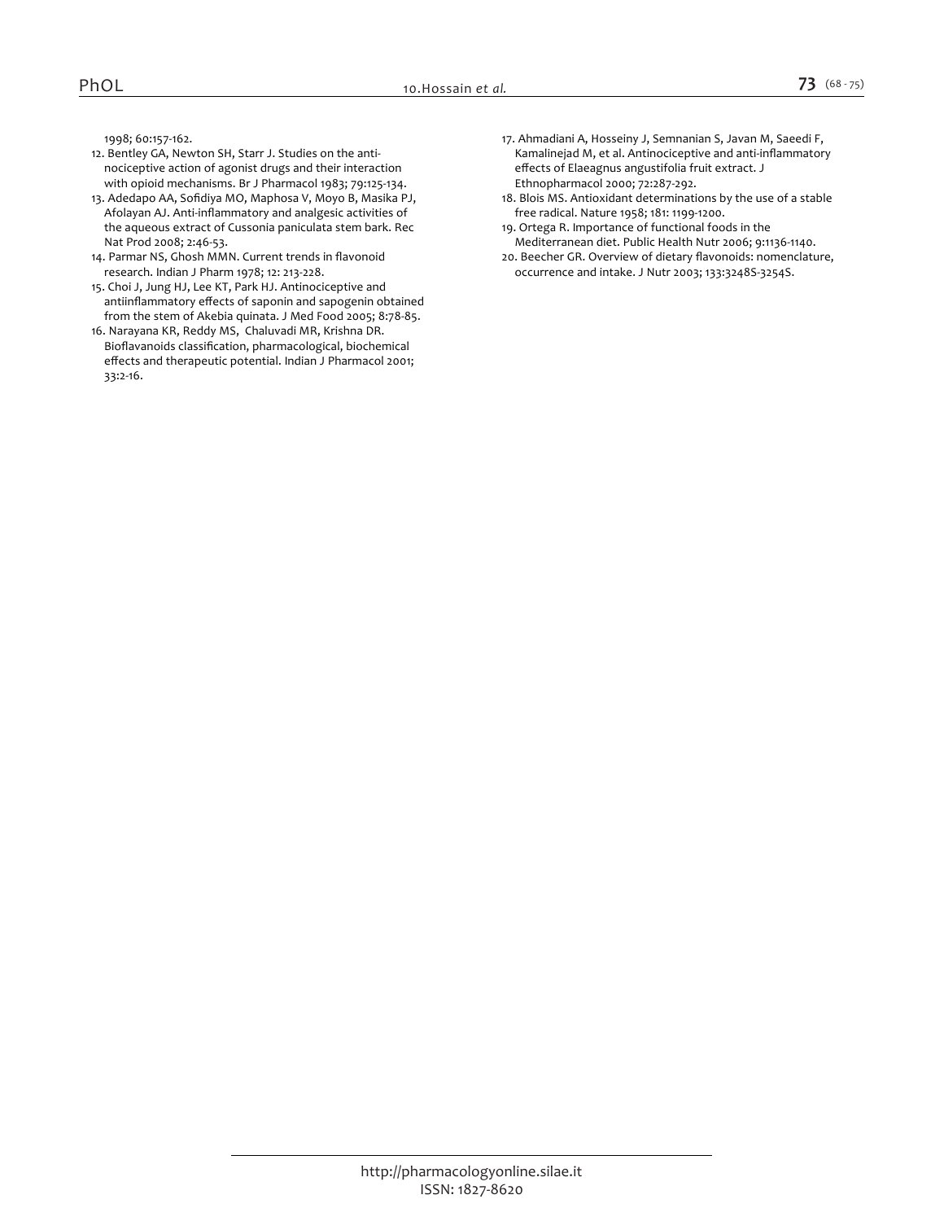1998; 60:157-162.

12. Bentley GA, Newton SH, Starr J. Studies on the anti-nociceptive action of agonist drugs and their interaction with opioid mechanisms. Br J Pharmacol 1983; 79:125-134.
13. Adedapo AA, Sofidiya MO, Maphosa V, Moyo B, Masika PJ, Afolayan AJ. Anti-inflammatory and analgesic activities of the aqueous extract of Cussonia paniculata stem bark. Rec Nat Prod 2008; 2:46-53.
14. Parmar NS, Ghosh MMN. Current trends in flavonoid research. Indian J Pharm 1978; 12: 213-228.
15. Choi J, Jung HJ, Lee KT, Park HJ. Antinociceptive and antiinflammatory effects of saponin and sapogenin obtained from the stem of Akebia quinata. J Med Food 2005; 8:78-85.
16. Narayana KR, Reddy MS, Chaluvadi MR, Krishna DR. Bioflavanoids classification, pharmacological, biochemical effects and therapeutic potential. Indian J Pharmacol 2001; 33:2-16.
17. Ahmadiani A, Hosseiny J, Semnanian S, Javan M, Saeedi F, Kamalinejad M, et al. Antinociceptive and anti-inflammatory effects of Elaeagnus angustifolia fruit extract. J Ethnopharmacol 2000; 72:287-292.
18. Blois MS. Antioxidant determinations by the use of a stable free radical. Nature 1958; 181: 1199-1200.
19. Ortega R. Importance of functional foods in the Mediterranean diet. Public Health Nutr 2006; 9:1136-1140.
20. Beecher GR. Overview of dietary flavonoids: nomenclature, occurrence and intake. J Nutr 2003; 133:3248S-3254S.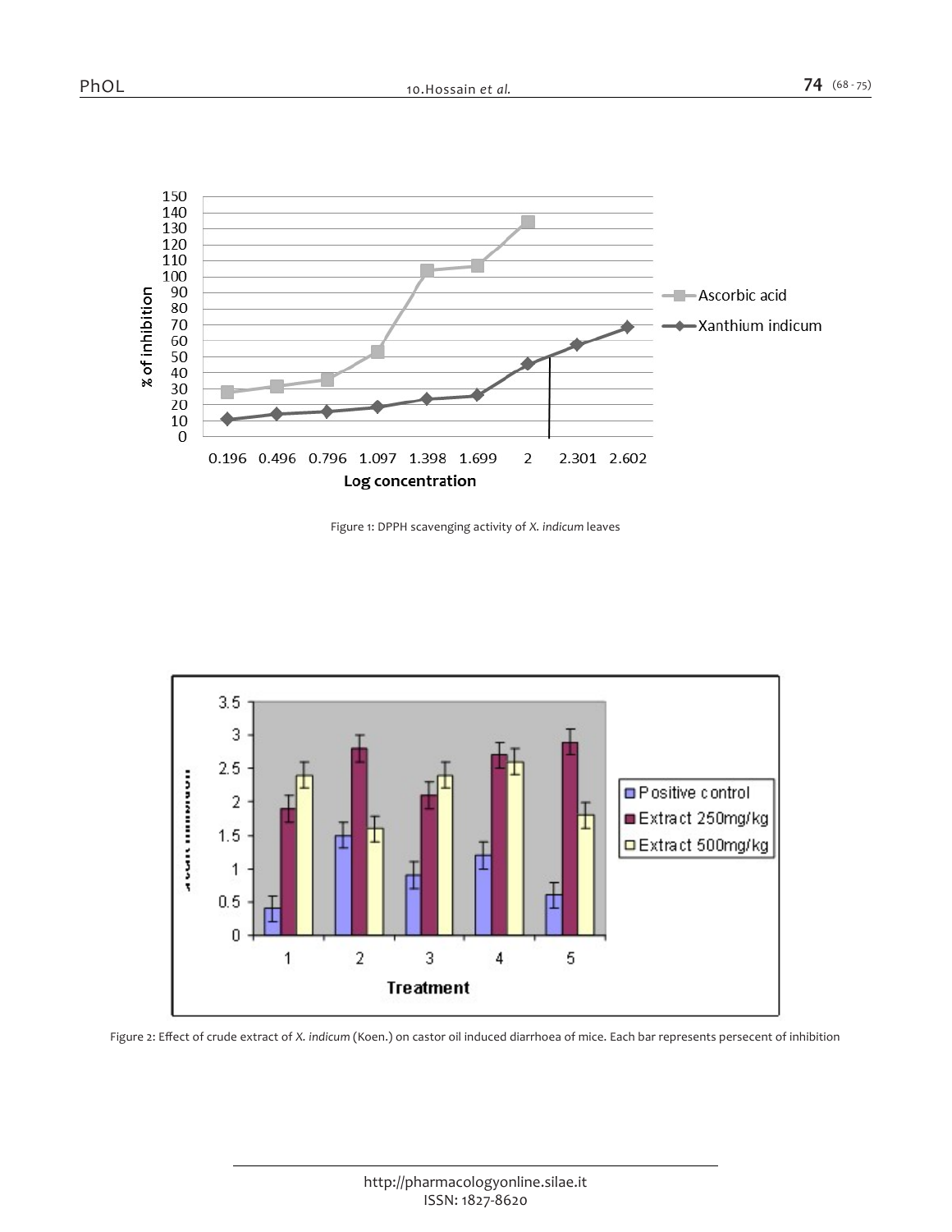Figure 1: DPPH scavenging activity of *X. indicum* leaves

Figure 2: Effect of crude extract of *X. indicum* (Koen.) on castor oil induced diarrhoea of mice. Each bar represents persecent of inhibition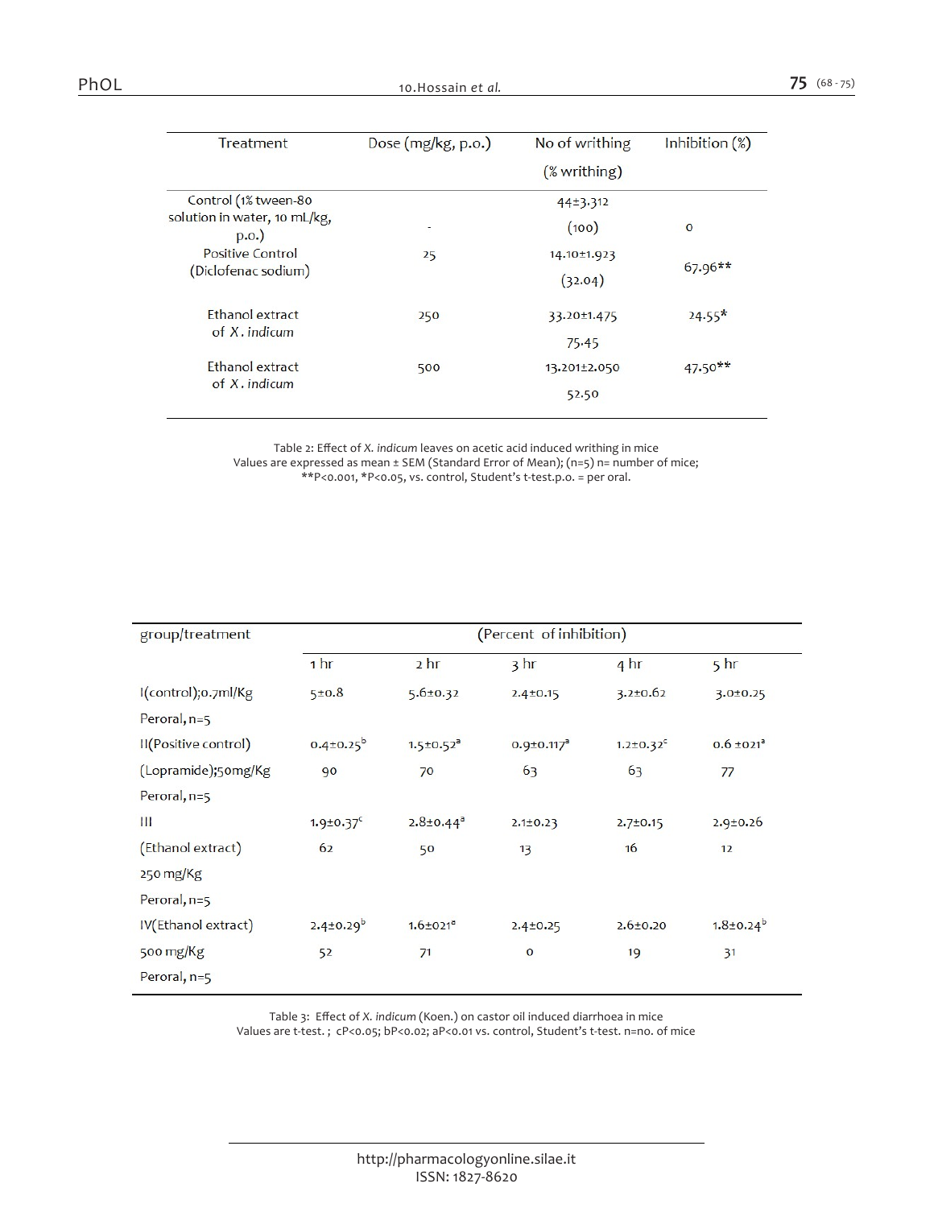| Treatment | Dose (mg/kg, p.o.) | No of writhing (% writhing) | Inhibition (%) |
| --- | --- | --- | --- |
| Control (1% tween-80 solution in water, 10 mL/kg, p.o.) | - | 44±3.312 (100) | 0 |
| Positive Control (Diclofenac sodium) | 25 | 14.10±1.923 (32.04) | 67.96** |
| Ethanol extract of *X. indicum* | 250 | 33.20±1.475 75.45 | 24.55* |
| Ethanol extract of *X. indicum* | 500 | 13.201±2.050 52.50 | 47.50** |

Table 2: Effect of *X. indicum* leaves on acetic acid induced writhing in mice
Values are expressed as mean ± SEM (Standard Error of Mean); (n=5) n= number of mice;
**P<0.001, *P<0.05, vs. control, Student's t-test.p.o. = per oral.

| group/treatment | (Percent of inhibition) | | | | |
| --- | --- | --- | --- | --- | --- |
| | 1 hr | 2 hr | 3 hr | 4 hr | 5 hr |
| I(control);0.7ml/Kg Peroral, n=5 | 5±0.8 | 5.6±0.32 | 2.4±0.15 | 3.2±0.62 | 3.0±0.25 |
| II(Positive control) (Lopramide);50mg/Kg Peroral, n=5 | 0.4±0.25[b] 90 | 1.5±0.52[a] 70 | 0.9±0.117[a] 63 | 1.2±0.32[c] 63 | 0.6 ±021[a] 77 |
| III (Ethanol extract) 250 mg/Kg Peroral, n=5 | 1.9±0.37[c] 62 | 2.8±0.44[a] 50 | 2.1±0.23 13 | 2.7±0.15 16 | 2.9±0.26 12 |
| IV(Ethanol extract) 500 mg/Kg Peroral, n=5 | 2.4±0.29[b] 52 | 1.6±021[a] 71 | 2.4±0.25 0 | 2.6±0.20 19 | 1.8±0.24[b] 31 |

Table 3: Effect of *X. indicum* (Koen.) on castor oil induced diarrhoea in mice
Values are t-test. ; cP<0.05; bP<0.02; aP<0.01 vs. control, Student's t-test. n=no. of mice